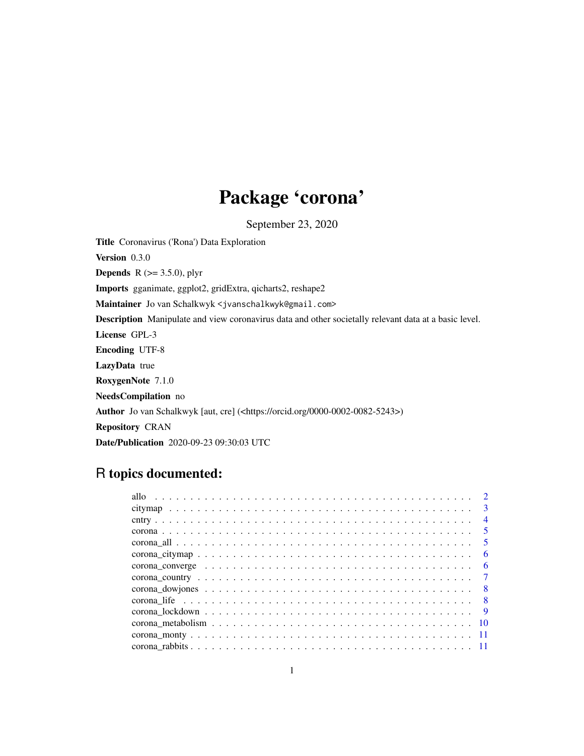# Package 'corona'

September 23, 2020

**Title** Coronavirus ('Rona') Data Exploration

**Version** 0.3.0

**Depends** R (>= 3.5.0), plyr

**Imports** gganimate, ggplot2, gridExtra, qicharts2, reshape2

**Maintainer** Jo van Schalkwyk <jvanschalkwyk@gmail.com>

**Description** Manipulate and view coronavirus data and other societally relevant data at a basic level.

**License** GPL-3

**Encoding** UTF-8

**LazyData** true

**RoxygenNote** 7.1.0

**NeedsCompilation** no

**Author** Jo van Schalkwyk [aut, cre] (<https://orcid.org/0000-0002-0082-5243>)

**Repository** CRAN

**Date/Publication** 2020-09-23 09:30:03 UTC

## R topics documented:

| | |
|---|---|
| allo | 2 |
| citymap | 3 |
| cntry | 4 |
| corona | 5 |
| corona_all | 5 |
| corona_citymap | 6 |
| corona_converge | 6 |
| corona_country | 7 |
| corona_dowjones | 8 |
| corona_life | 8 |
| corona_lockdown | 9 |
| corona_metabolism | 10 |
| corona_monty | 11 |
| corona_rabbits | 11 |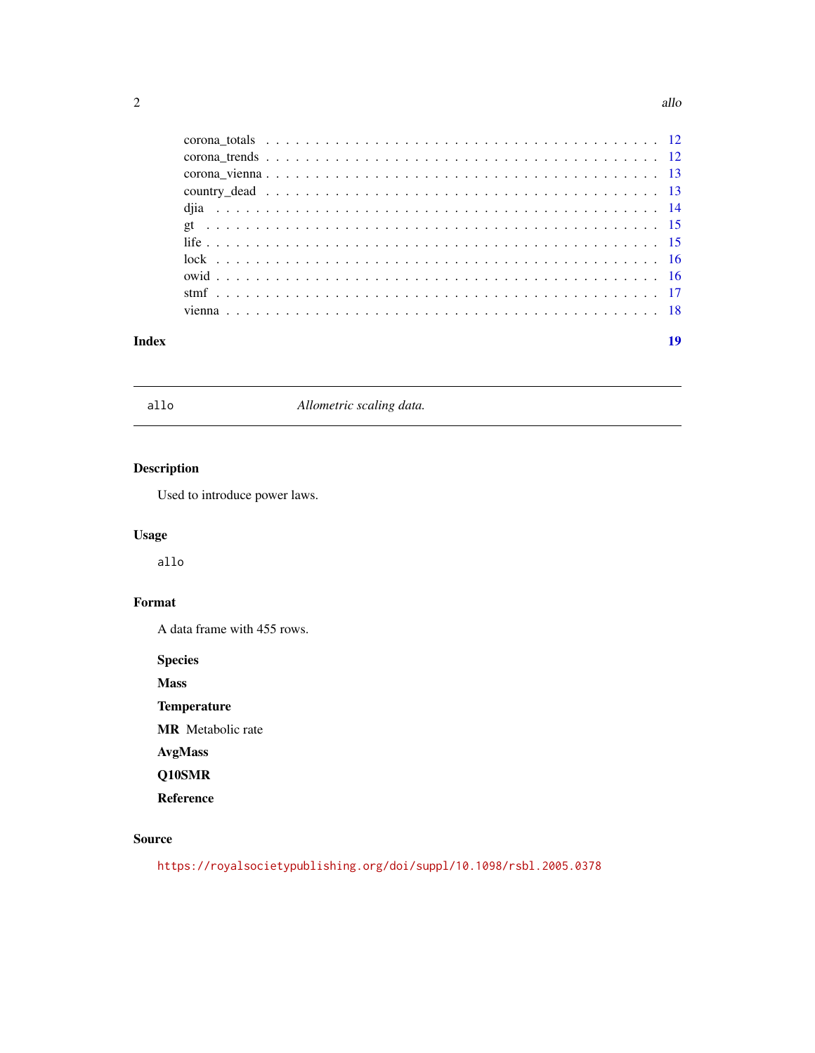corona_totals . . . . . . . . . . . . . . . . . . . . . . . . . . . . . . . . . . . . 12
corona_trends . . . . . . . . . . . . . . . . . . . . . . . . . . . . . . . . . . . . 12
corona_vienna . . . . . . . . . . . . . . . . . . . . . . . . . . . . . . . . . . . . 13
country_dead . . . . . . . . . . . . . . . . . . . . . . . . . . . . . . . . . . . . 13
djia . . . . . . . . . . . . . . . . . . . . . . . . . . . . . . . . . . . . . . . . 14
gt . . . . . . . . . . . . . . . . . . . . . . . . . . . . . . . . . . . . . . . . . 15
life . . . . . . . . . . . . . . . . . . . . . . . . . . . . . . . . . . . . . . . . 15
lock . . . . . . . . . . . . . . . . . . . . . . . . . . . . . . . . . . . . . . . . 16
owid . . . . . . . . . . . . . . . . . . . . . . . . . . . . . . . . . . . . . . . . 16
stmf . . . . . . . . . . . . . . . . . . . . . . . . . . . . . . . . . . . . . . . . 17
vienna . . . . . . . . . . . . . . . . . . . . . . . . . . . . . . . . . . . . . . . 18

**Index** **19**

---

## allo *Allometric scaling data.*

---

### Description

Used to introduce power laws.

### Usage

```
allo
```

### Format

A data frame with 455 rows.

**Species**

**Mass**

**Temperature**

**MR** Metabolic rate

**AvgMass**

**Q10SMR**

**Reference**

### Source

https://royalsocietypublishing.org/doi/suppl/10.1098/rsbl.2005.0378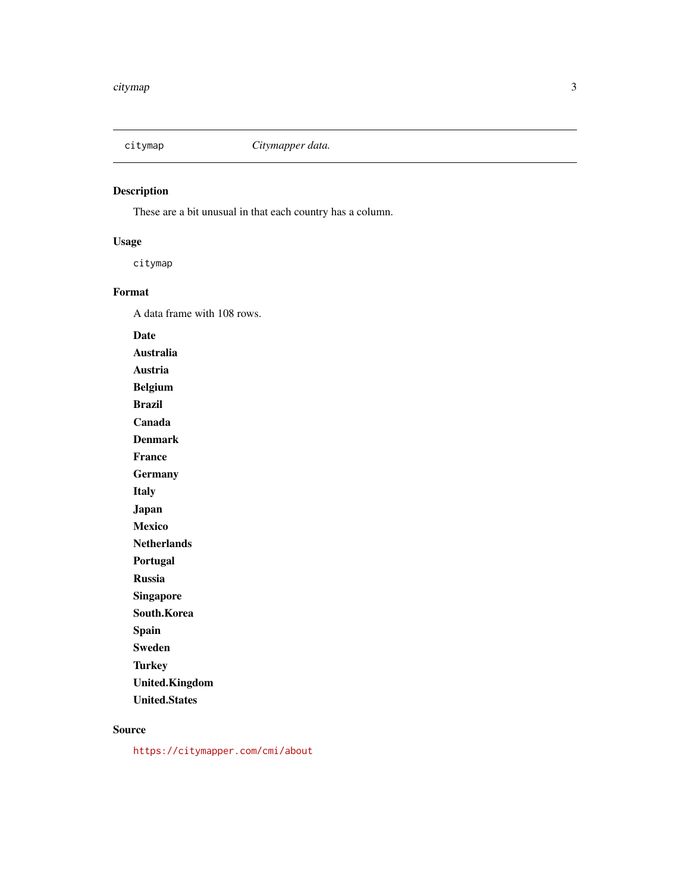| citymap | *Citymapper data.* |
|---|---|

## Description

These are a bit unusual in that each country has a column.

## Usage

```
citymap
```

## Format

A data frame with 108 rows.

**Date**

**Australia**

**Austria**

**Belgium**

**Brazil**

**Canada**

**Denmark**

**France**

**Germany**

**Italy**

**Japan**

**Mexico**

**Netherlands**

**Portugal**

**Russia**

**Singapore**

**South.Korea**

**Spain**

**Sweden**

**Turkey**

**United.Kingdom**

**United.States**

## Source

https://citymapper.com/cmi/about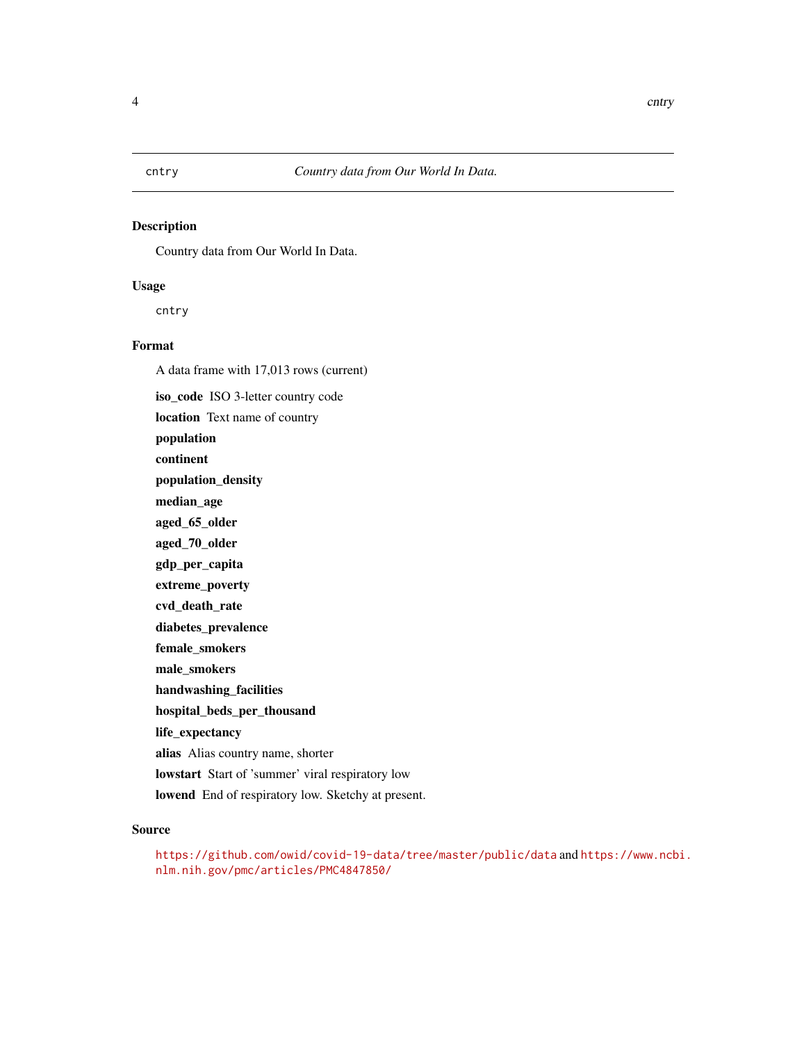`cntry` *Country data from Our World In Data.*

## Description

Country data from Our World In Data.

## Usage

```
cntry
```

## Format

A data frame with 17,013 rows (current)

**iso_code** ISO 3-letter country code

**location** Text name of country

**population**

**continent**

**population_density**

**median_age**

**aged_65_older**

**aged_70_older**

**gdp_per_capita**

**extreme_poverty**

**cvd_death_rate**

**diabetes_prevalence**

**female_smokers**

**male_smokers**

**handwashing_facilities**

**hospital_beds_per_thousand**

**life_expectancy**

**alias** Alias country name, shorter

**lowstart** Start of 'summer' viral respiratory low

**lowend** End of respiratory low. Sketchy at present.

## Source

https://github.com/owid/covid-19-data/tree/master/public/data and https://www.ncbi.nlm.nih.gov/pmc/articles/PMC4847850/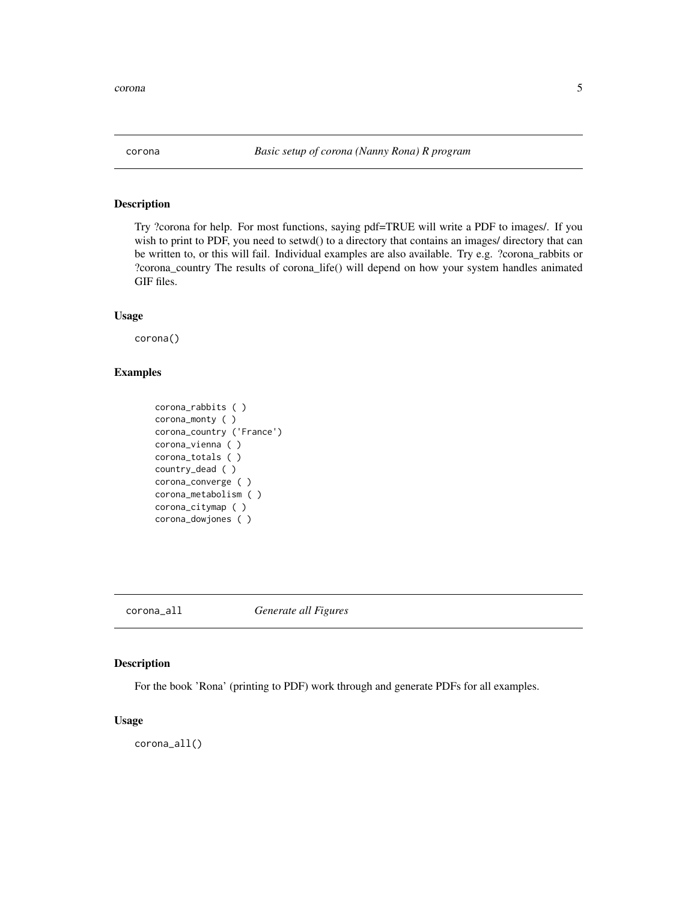## corona — *Basic setup of corona (Nanny Rona) R program*

### Description

Try ?corona for help. For most functions, saying pdf=TRUE will write a PDF to images/. If you wish to print to PDF, you need to setwd() to a directory that contains an images/ directory that can be written to, or this will fail. Individual examples are also available. Try e.g. ?corona_rabbits or ?corona_country The results of corona_life() will depend on how your system handles animated GIF files.

### Usage

```
corona()
```

### Examples

```
corona_rabbits ( )
corona_monty ( )
corona_country ('France')
corona_vienna ( )
corona_totals ( )
country_dead ( )
corona_converge ( )
corona_metabolism ( )
corona_citymap ( )
corona_dowjones ( )
```

## corona_all — *Generate all Figures*

### Description

For the book 'Rona' (printing to PDF) work through and generate PDFs for all examples.

### Usage

```
corona_all()
```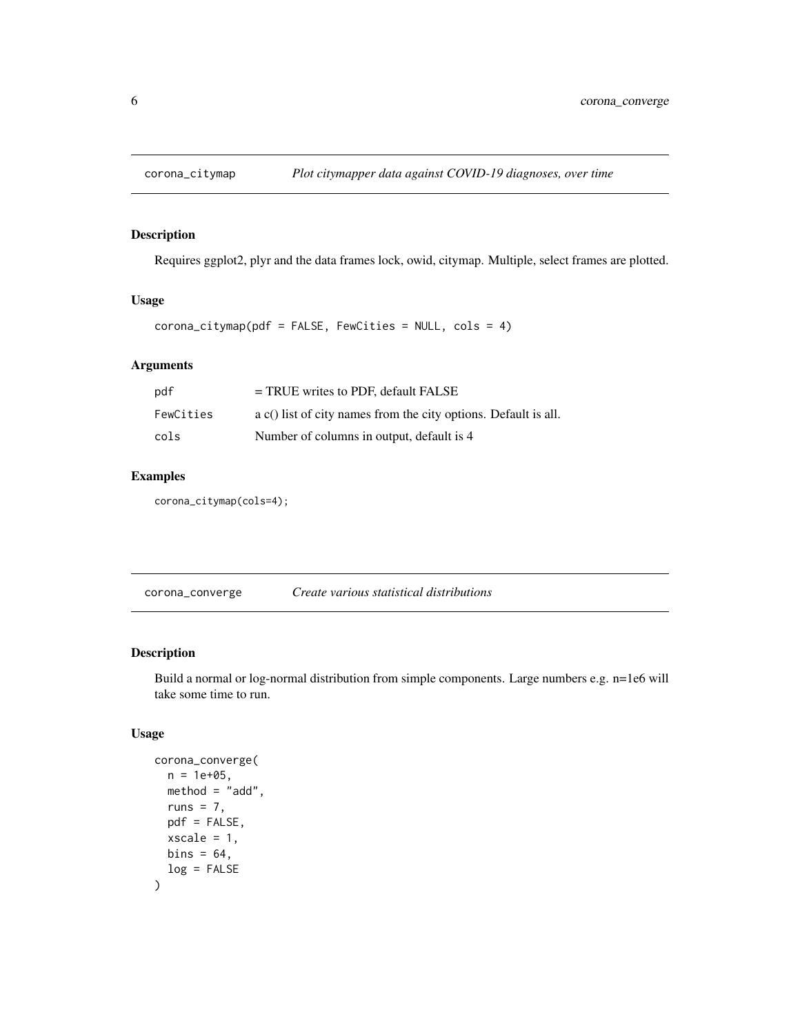## corona_citymap *Plot citymapper data against COVID-19 diagnoses, over time*

### Description

Requires ggplot2, plyr and the data frames lock, owid, citymap. Multiple, select frames are plotted.

### Usage

```
corona_citymap(pdf = FALSE, FewCities = NULL, cols = 4)
```

### Arguments

| | |
|---|---|
| pdf | = TRUE writes to PDF, default FALSE |
| FewCities | a c() list of city names from the city options. Default is all. |
| cols | Number of columns in output, default is 4 |

### Examples

```
corona_citymap(cols=4);
```

## corona_converge *Create various statistical distributions*

### Description

Build a normal or log-normal distribution from simple components. Large numbers e.g. n=1e6 will take some time to run.

### Usage

```
corona_converge(
  n = 1e+05,
  method = "add",
  runs = 7,
  pdf = FALSE,
  xscale = 1,
  bins = 64,
  log = FALSE
)
```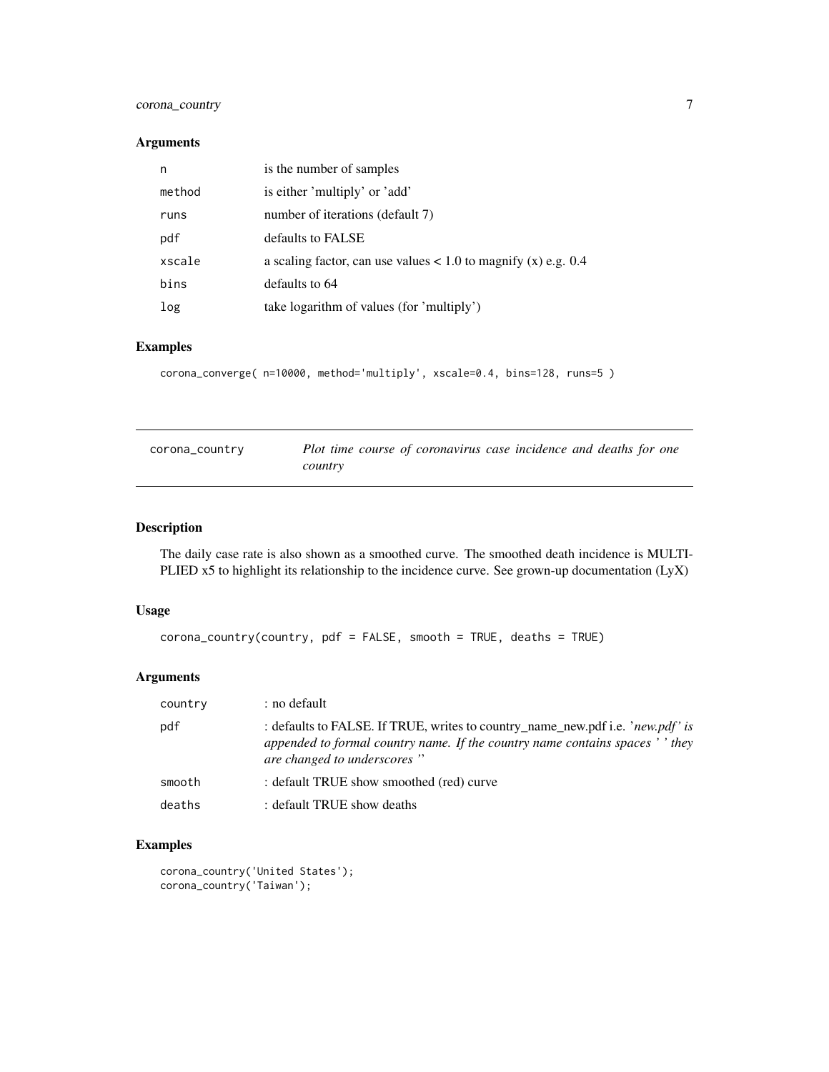### Arguments

| | |
|---|---|
| n | is the number of samples |
| method | is either 'multiply' or 'add' |
| runs | number of iterations (default 7) |
| pdf | defaults to FALSE |
| xscale | a scaling factor, can use values < 1.0 to magnify (x) e.g. 0.4 |
| bins | defaults to 64 |
| log | take logarithm of values (for 'multiply') |

### Examples

```
corona_converge( n=10000, method='multiply', xscale=0.4, bins=128, runs=5 )
```

---

## corona_country — *Plot time course of coronavirus case incidence and deaths for one country*

---

### Description

The daily case rate is also shown as a smoothed curve. The smoothed death incidence is MULTIPLIED x5 to highlight its relationship to the incidence curve. See grown-up documentation (LyX)

### Usage

```
corona_country(country, pdf = FALSE, smooth = TRUE, deaths = TRUE)
```

### Arguments

| | |
|---|---|
| country | : no default |
| pdf | : defaults to FALSE. If TRUE, writes to country_name_new.pdf i.e. '*new.pdf' is appended to formal country name. If the country name contains spaces ' ' they are changed to underscores* '' |
| smooth | : default TRUE show smoothed (red) curve |
| deaths | : default TRUE show deaths |

### Examples

```
corona_country('United States');
corona_country('Taiwan');
```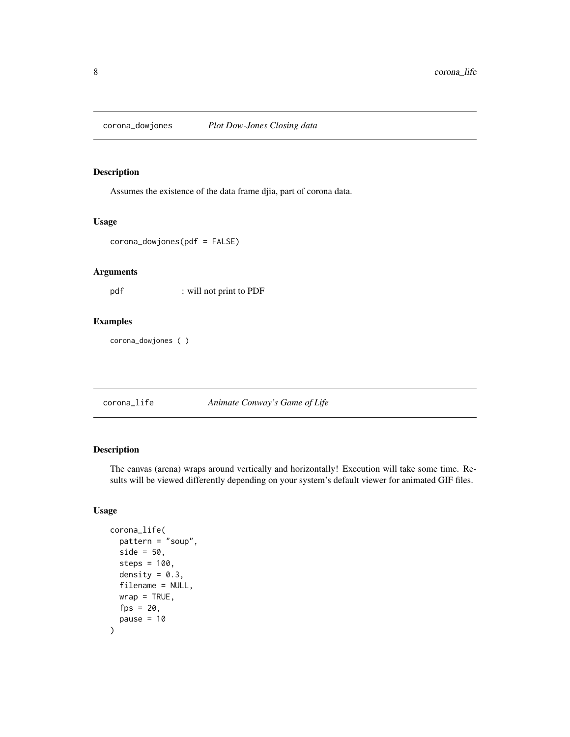## corona_dowjones *Plot Dow-Jones Closing data*

### Description

Assumes the existence of the data frame djia, part of corona data.

### Usage

```
corona_dowjones(pdf = FALSE)
```

### Arguments

| | |
|---|---|
| pdf | : will not print to PDF |

### Examples

```
corona_dowjones ( )
```

## corona_life *Animate Conway's Game of Life*

### Description

The canvas (arena) wraps around vertically and horizontally! Execution will take some time. Results will be viewed differently depending on your system's default viewer for animated GIF files.

### Usage

```
corona_life(
  pattern = "soup",
  side = 50,
  steps = 100,
  density = 0.3,
  filename = NULL,
  wrap = TRUE,
  fps = 20,
  pause = 10
)
```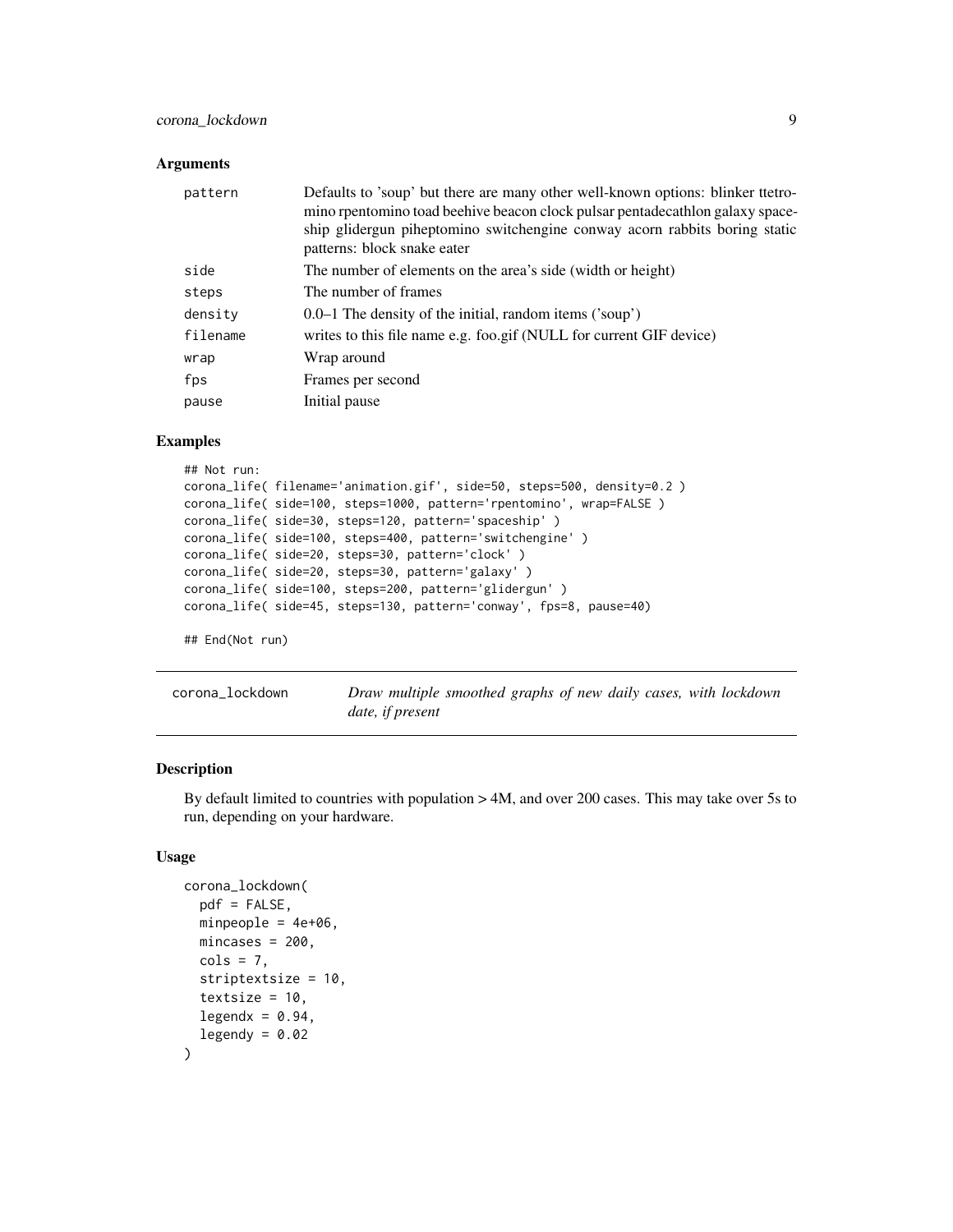### Arguments

| | |
|---|---|
| pattern | Defaults to 'soup' but there are many other well-known options: blinker ttetromino rpentomino toad beehive beacon clock pulsar pentadecathlon galaxy spaceship glidergun piheptomino switchengine conway acorn rabbits boring static patterns: block snake eater |
| side | The number of elements on the area's side (width or height) |
| steps | The number of frames |
| density | 0.0–1 The density of the initial, random items ('soup') |
| filename | writes to this file name e.g. foo.gif (NULL for current GIF device) |
| wrap | Wrap around |
| fps | Frames per second |
| pause | Initial pause |

### Examples

```
## Not run:
corona_life( filename='animation.gif', side=50, steps=500, density=0.2 )
corona_life( side=100, steps=1000, pattern='rpentomino', wrap=FALSE )
corona_life( side=30, steps=120, pattern='spaceship' )
corona_life( side=100, steps=400, pattern='switchengine' )
corona_life( side=20, steps=30, pattern='clock' )
corona_life( side=20, steps=30, pattern='galaxy' )
corona_life( side=100, steps=200, pattern='glidergun' )
corona_life( side=45, steps=130, pattern='conway', fps=8, pause=40)

## End(Not run)
```

---

## corona_lockdown — *Draw multiple smoothed graphs of new daily cases, with lockdown date, if present*

### Description

By default limited to countries with population > 4M, and over 200 cases. This may take over 5s to run, depending on your hardware.

### Usage

```
corona_lockdown(
  pdf = FALSE,
  minpeople = 4e+06,
  mincases = 200,
  cols = 7,
  striptextsize = 10,
  textsize = 10,
  legendx = 0.94,
  legendy = 0.02
)
```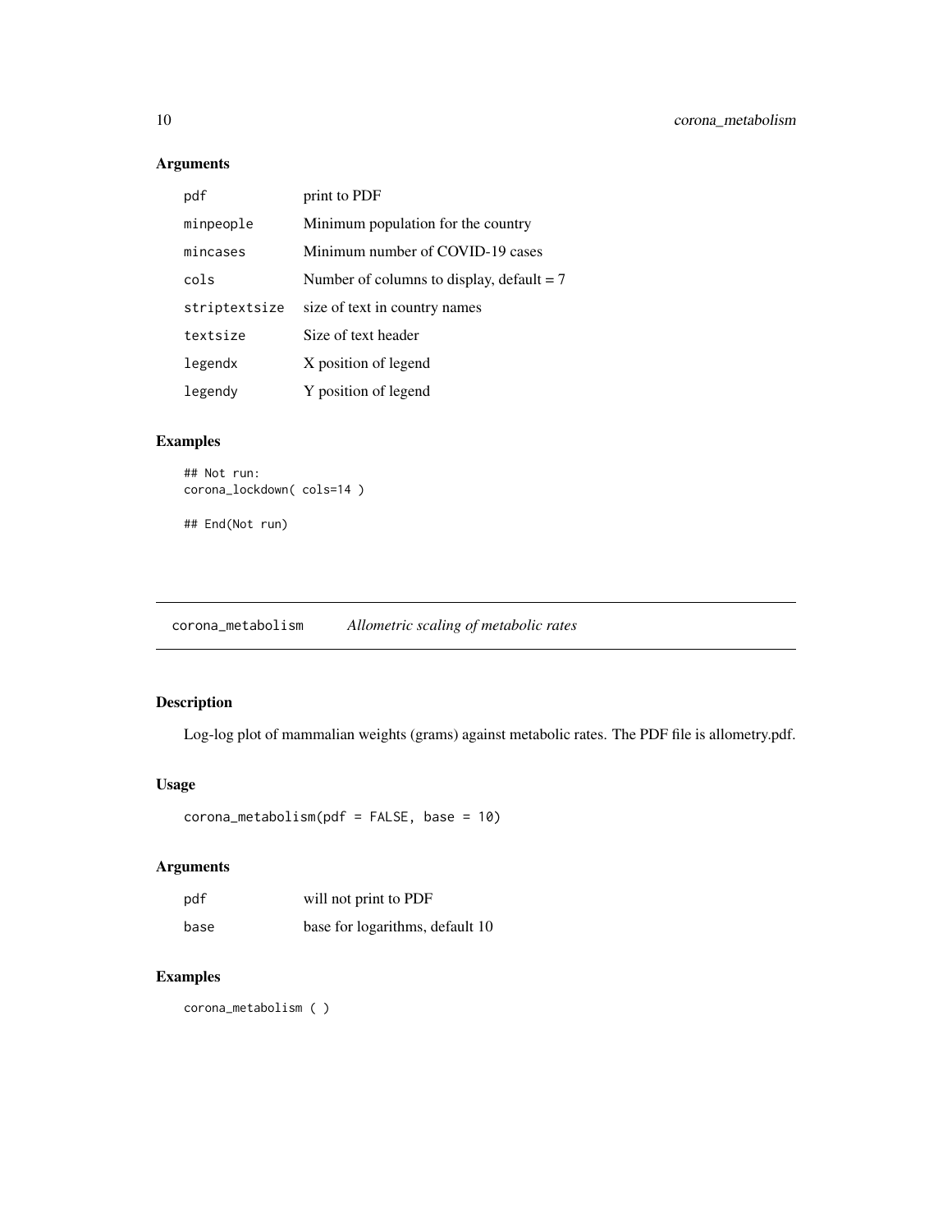## Arguments

| | |
|---|---|
| pdf | print to PDF |
| minpeople | Minimum population for the country |
| mincases | Minimum number of COVID-19 cases |
| cols | Number of columns to display, default = 7 |
| striptextsize | size of text in country names |
| textsize | Size of text header |
| legendx | X position of legend |
| legendy | Y position of legend |

## Examples

```
## Not run:
corona_lockdown( cols=14 )

## End(Not run)
```

---

# corona_metabolism *Allometric scaling of metabolic rates*

---

## Description

Log-log plot of mammalian weights (grams) against metabolic rates. The PDF file is allometry.pdf.

## Usage

```
corona_metabolism(pdf = FALSE, base = 10)
```

## Arguments

| | |
|---|---|
| pdf | will not print to PDF |
| base | base for logarithms, default 10 |

## Examples

```
corona_metabolism ( )
```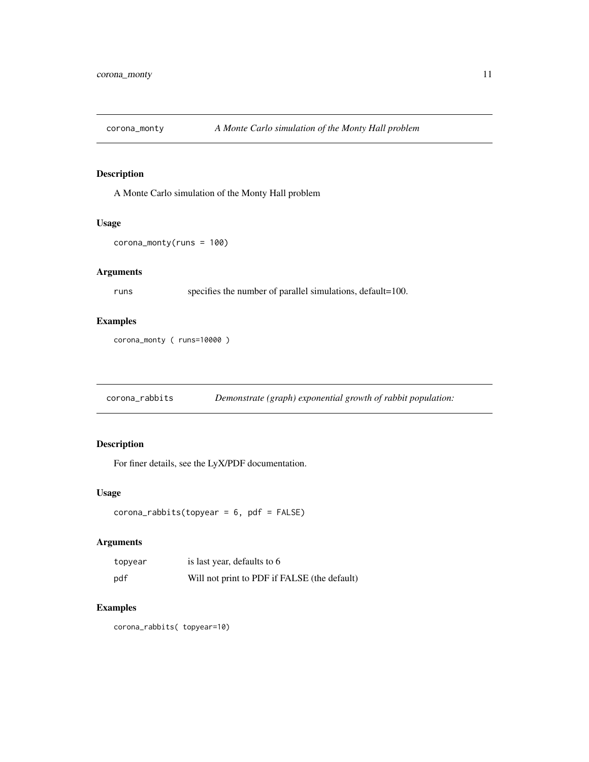## corona_monty — *A Monte Carlo simulation of the Monty Hall problem*

### Description

A Monte Carlo simulation of the Monty Hall problem

### Usage

```
corona_monty(runs = 100)
```

### Arguments

| | |
|---|---|
| runs | specifies the number of parallel simulations, default=100. |

### Examples

```
corona_monty ( runs=10000 )
```

## corona_rabbits — *Demonstrate (graph) exponential growth of rabbit population:*

### Description

For finer details, see the LyX/PDF documentation.

### Usage

```
corona_rabbits(topyear = 6, pdf = FALSE)
```

### Arguments

| | |
|---|---|
| topyear | is last year, defaults to 6 |
| pdf | Will not print to PDF if FALSE (the default) |

### Examples

```
corona_rabbits( topyear=10)
```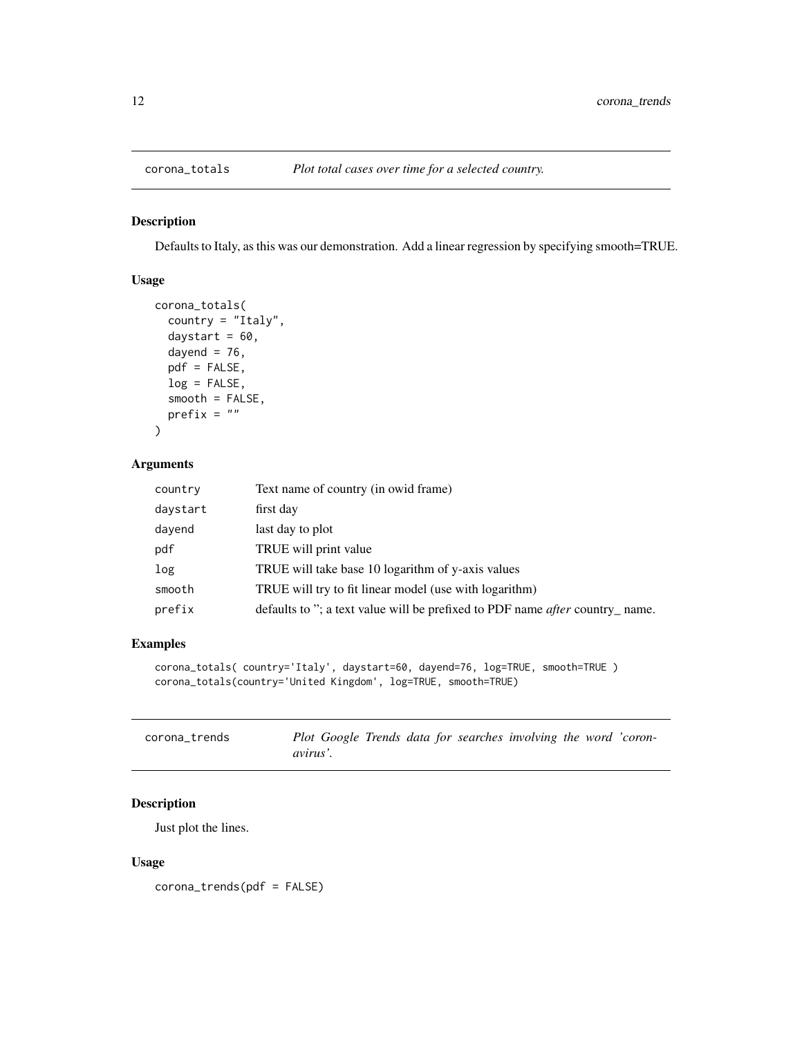## corona_totals — *Plot total cases over time for a selected country.*

### Description

Defaults to Italy, as this was our demonstration. Add a linear regression by specifying smooth=TRUE.

### Usage

```
corona_totals(
  country = "Italy",
  daystart = 60,
  dayend = 76,
  pdf = FALSE,
  log = FALSE,
  smooth = FALSE,
  prefix = ""
)
```

### Arguments

| | |
|---|---|
| `country` | Text name of country (in owid frame) |
| `daystart` | first day |
| `dayend` | last day to plot |
| `pdf` | TRUE will print value |
| `log` | TRUE will take base 10 logarithm of y-axis values |
| `smooth` | TRUE will try to fit linear model (use with logarithm) |
| `prefix` | defaults to "; a text value will be prefixed to PDF name *after* country_ name. |

### Examples

```
corona_totals( country='Italy', daystart=60, dayend=76, log=TRUE, smooth=TRUE )
corona_totals(country='United Kingdom', log=TRUE, smooth=TRUE)
```

## corona_trends — *Plot Google Trends data for searches involving the word 'coronavirus'.*

### Description

Just plot the lines.

### Usage

```
corona_trends(pdf = FALSE)
```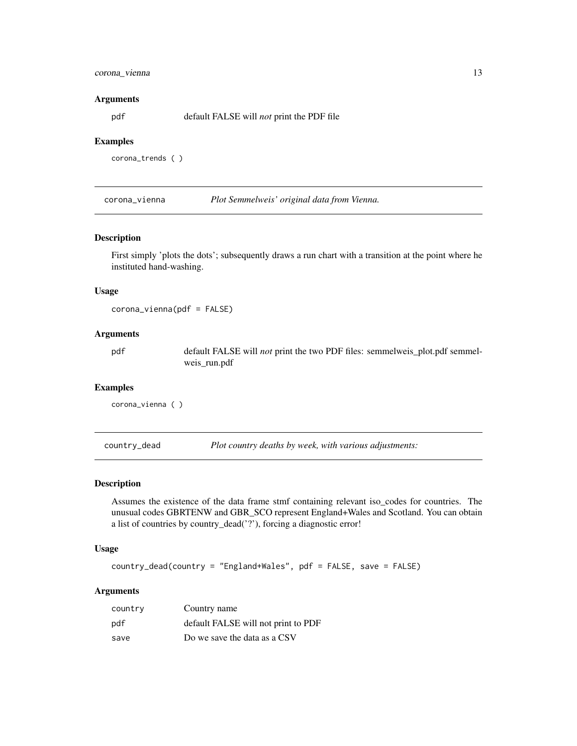### Arguments

| | |
|---|---|
| pdf | default FALSE will *not* print the PDF file |

### Examples

```
corona_trends ( )
```

## corona_vienna — *Plot Semmelweis' original data from Vienna.*

### Description

First simply 'plots the dots'; subsequently draws a run chart with a transition at the point where he instituted hand-washing.

### Usage

```
corona_vienna(pdf = FALSE)
```

### Arguments

| | |
|---|---|
| pdf | default FALSE will *not* print the two PDF files: semmelweis_plot.pdf semmelweis_run.pdf |

### Examples

```
corona_vienna ( )
```

## country_dead — *Plot country deaths by week, with various adjustments:*

### Description

Assumes the existence of the data frame stmf containing relevant iso_codes for countries. The unusual codes GBRTENW and GBR_SCO represent England+Wales and Scotland. You can obtain a list of countries by country_dead('?'), forcing a diagnostic error!

### Usage

```
country_dead(country = "England+Wales", pdf = FALSE, save = FALSE)
```

### Arguments

| | |
|---|---|
| country | Country name |
| pdf | default FALSE will not print to PDF |
| save | Do we save the data as a CSV |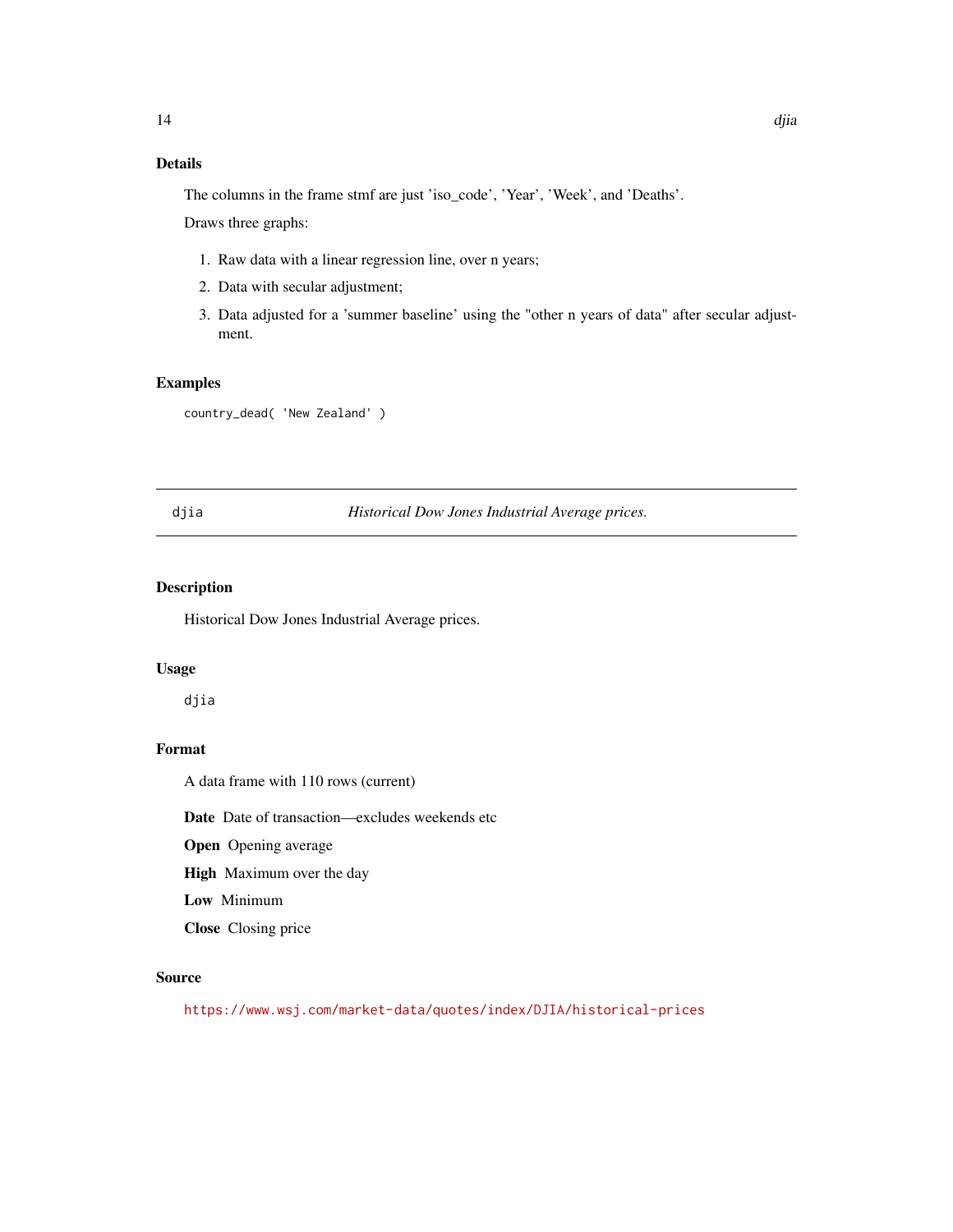### Details

The columns in the frame stmf are just 'iso_code', 'Year', 'Week', and 'Deaths'.

Draws three graphs:

1. Raw data with a linear regression line, over n years;
2. Data with secular adjustment;
3. Data adjusted for a 'summer baseline' using the "other n years of data" after secular adjustment.

### Examples

```
country_dead( 'New Zealand' )
```

---

## djia — *Historical Dow Jones Industrial Average prices.*

### Description

Historical Dow Jones Industrial Average prices.

### Usage

```
djia
```

### Format

A data frame with 110 rows (current)

**Date** Date of transaction—excludes weekends etc

**Open** Opening average

**High** Maximum over the day

**Low** Minimum

**Close** Closing price

### Source

https://www.wsj.com/market-data/quotes/index/DJIA/historical-prices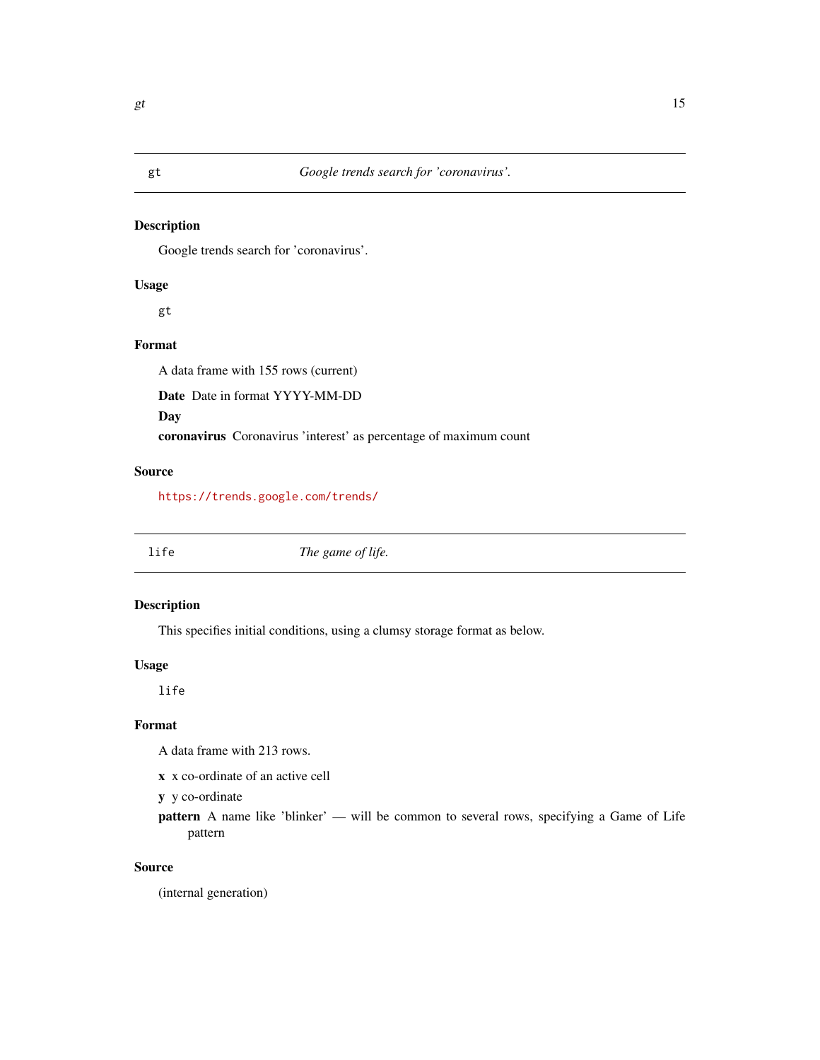## gt — *Google trends search for 'coronavirus'.*

### Description

Google trends search for 'coronavirus'.

### Usage

```
gt
```

### Format

A data frame with 155 rows (current)

**Date** Date in format YYYY-MM-DD

**Day**

**coronavirus** Coronavirus 'interest' as percentage of maximum count

### Source

https://trends.google.com/trends/

## life — *The game of life.*

### Description

This specifies initial conditions, using a clumsy storage format as below.

### Usage

```
life
```

### Format

A data frame with 213 rows.

**x** x co-ordinate of an active cell

**y** y co-ordinate

**pattern** A name like 'blinker' — will be common to several rows, specifying a Game of Life pattern

### Source

(internal generation)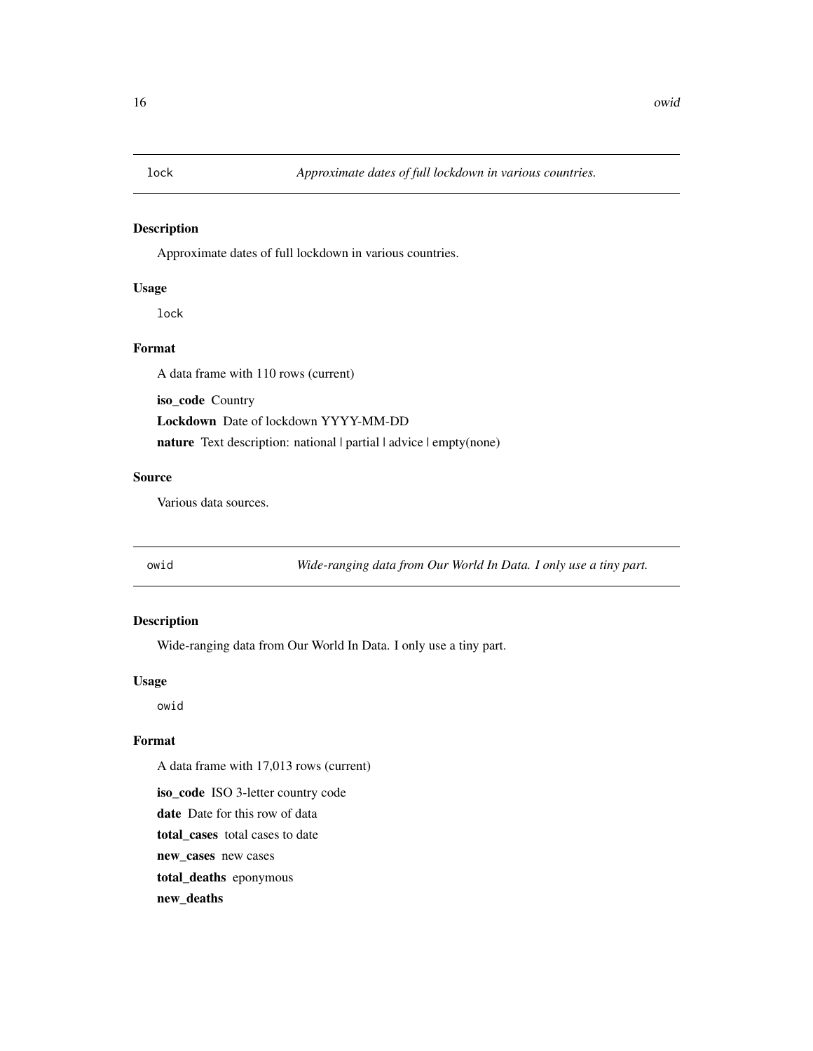## lock — *Approximate dates of full lockdown in various countries.*

### Description

Approximate dates of full lockdown in various countries.

### Usage

```
lock
```

### Format

A data frame with 110 rows (current)

**iso_code** Country

**Lockdown** Date of lockdown YYYY-MM-DD

**nature** Text description: national | partial | advice | empty(none)

### Source

Various data sources.

## owid — *Wide-ranging data from Our World In Data. I only use a tiny part.*

### Description

Wide-ranging data from Our World In Data. I only use a tiny part.

### Usage

```
owid
```

### Format

A data frame with 17,013 rows (current)

**iso_code** ISO 3-letter country code

**date** Date for this row of data

**total_cases** total cases to date

**new_cases** new cases

**total_deaths** eponymous

**new_deaths**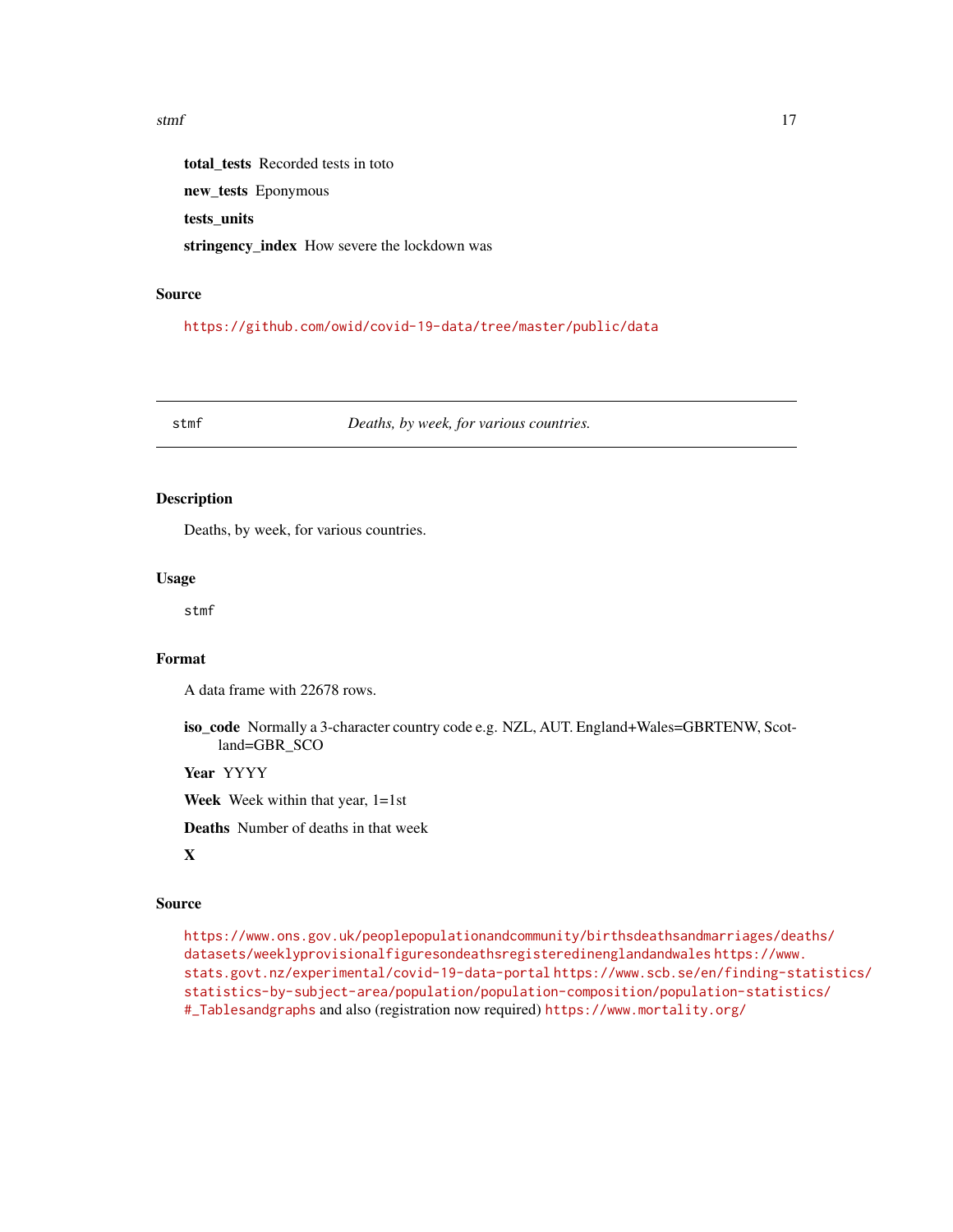**total_tests** Recorded tests in toto

**new_tests** Eponymous

**tests_units**

**stringency_index** How severe the lockdown was

### Source

https://github.com/owid/covid-19-data/tree/master/public/data

---

## stmf — *Deaths, by week, for various countries.*

### Description

Deaths, by week, for various countries.

### Usage

```
stmf
```

### Format

A data frame with 22678 rows.

**iso_code** Normally a 3-character country code e.g. NZL, AUT. England+Wales=GBRTENW, Scotland=GBR_SCO

**Year** YYYY

**Week** Week within that year, 1=1st

**Deaths** Number of deaths in that week

**X**

### Source

https://www.ons.gov.uk/peoplepopulationandcommunity/birthsdeathsandmarriages/deaths/datasets/weeklyprovisionalfiguresondeathsregisteredinenglandandwales https://www.stats.govt.nz/experimental/covid-19-data-portal https://www.scb.se/en/finding-statistics/statistics-by-subject-area/population/population-composition/population-statistics/#_Tablesandgraphs and also (registration now required) https://www.mortality.org/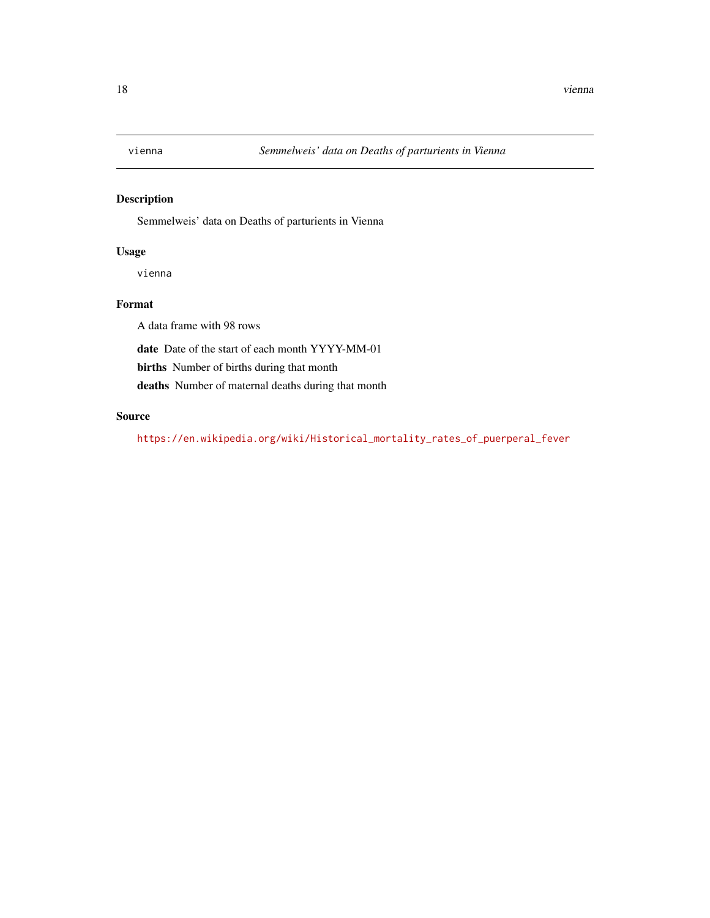vienna *Semmelweis' data on Deaths of parturients in Vienna*

## Description

Semmelweis' data on Deaths of parturients in Vienna

## Usage

```
vienna
```

## Format

A data frame with 98 rows

**date** Date of the start of each month YYYY-MM-01

**births** Number of births during that month

**deaths** Number of maternal deaths during that month

## Source

https://en.wikipedia.org/wiki/Historical_mortality_rates_of_puerperal_fever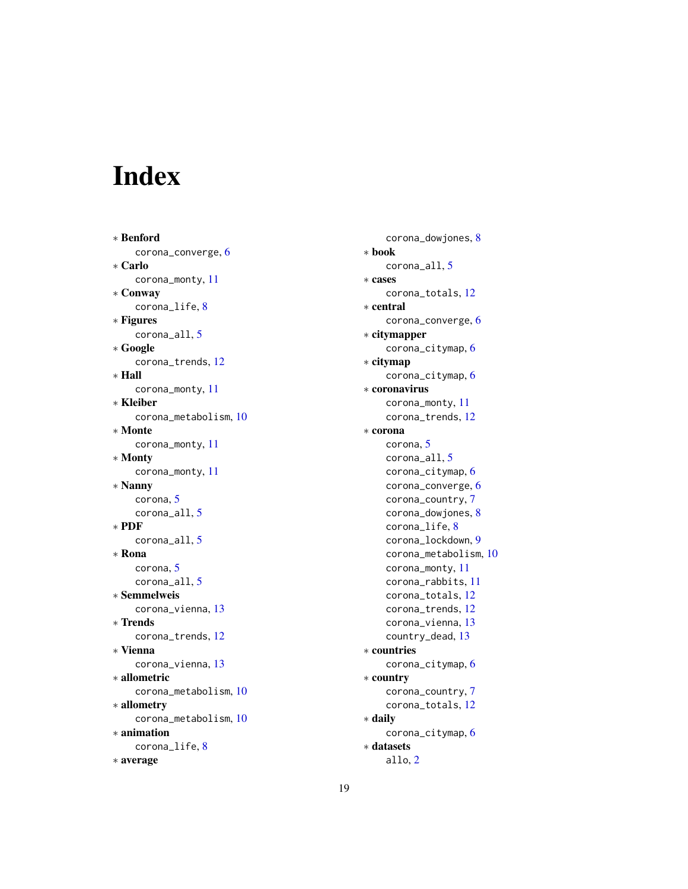# Index

∗ **Benford**
  corona_converge, 6
∗ **Carlo**
  corona_monty, 11
∗ **Conway**
  corona_life, 8
∗ **Figures**
  corona_all, 5
∗ **Google**
  corona_trends, 12
∗ **Hall**
  corona_monty, 11
∗ **Kleiber**
  corona_metabolism, 10
∗ **Monte**
  corona_monty, 11
∗ **Monty**
  corona_monty, 11
∗ **Nanny**
  corona, 5
  corona_all, 5
∗ **PDF**
  corona_all, 5
∗ **Rona**
  corona, 5
  corona_all, 5
∗ **Semmelweis**
  corona_vienna, 13
∗ **Trends**
  corona_trends, 12
∗ **Vienna**
  corona_vienna, 13
∗ **allometric**
  corona_metabolism, 10
∗ **allometry**
  corona_metabolism, 10
∗ **animation**
  corona_life, 8
∗ **average**
  corona_dowjones, 8
∗ **book**
  corona_all, 5
∗ **cases**
  corona_totals, 12
∗ **central**
  corona_converge, 6
∗ **citymapper**
  corona_citymap, 6
∗ **citymap**
  corona_citymap, 6
∗ **coronavirus**
  corona_monty, 11
  corona_trends, 12
∗ **corona**
  corona, 5
  corona_all, 5
  corona_citymap, 6
  corona_converge, 6
  corona_country, 7
  corona_dowjones, 8
  corona_life, 8
  corona_lockdown, 9
  corona_metabolism, 10
  corona_monty, 11
  corona_rabbits, 11
  corona_totals, 12
  corona_trends, 12
  corona_vienna, 13
  country_dead, 13
∗ **countries**
  corona_citymap, 6
∗ **country**
  corona_country, 7
  corona_totals, 12
∗ **daily**
  corona_citymap, 6
∗ **datasets**
  allo, 2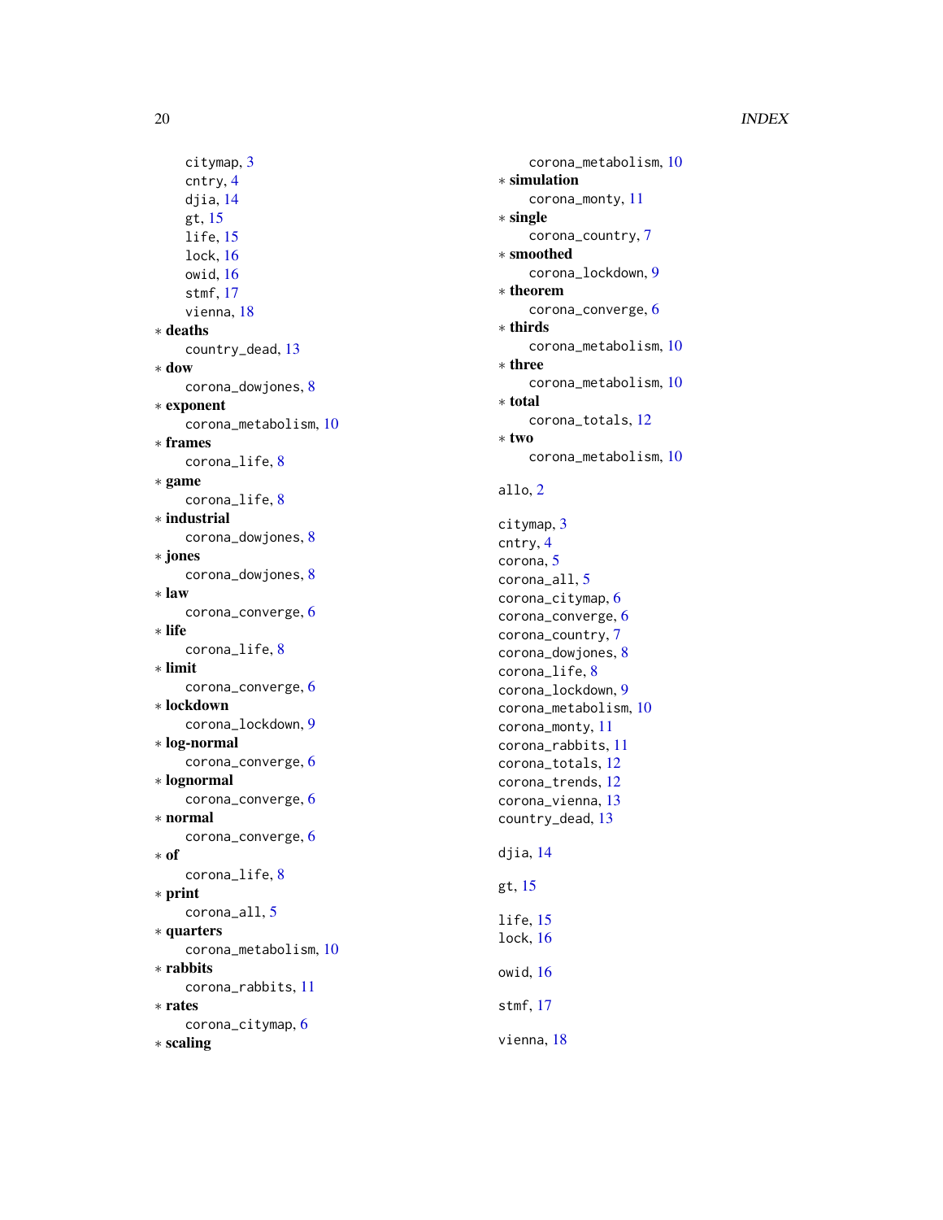citymap, 3
cntry, 4
djia, 14
gt, 15
life, 15
lock, 16
owid, 16
stmf, 17
vienna, 18

* **deaths**
  country_dead, 13
* **dow**
  corona_dowjones, 8
* **exponent**
  corona_metabolism, 10
* **frames**
  corona_life, 8
* **game**
  corona_life, 8
* **industrial**
  corona_dowjones, 8
* **jones**
  corona_dowjones, 8
* **law**
  corona_converge, 6
* **life**
  corona_life, 8
* **limit**
  corona_converge, 6
* **lockdown**
  corona_lockdown, 9
* **log-normal**
  corona_converge, 6
* **lognormal**
  corona_converge, 6
* **normal**
  corona_converge, 6
* **of**
  corona_life, 8
* **print**
  corona_all, 5
* **quarters**
  corona_metabolism, 10
* **rabbits**
  corona_rabbits, 11
* **rates**
  corona_citymap, 6
* **scaling**
  corona_metabolism, 10
* **simulation**
  corona_monty, 11
* **single**
  corona_country, 7
* **smoothed**
  corona_lockdown, 9
* **theorem**
  corona_converge, 6
* **thirds**
  corona_metabolism, 10
* **three**
  corona_metabolism, 10
* **total**
  corona_totals, 12
* **two**
  corona_metabolism, 10

allo, 2

citymap, 3
cntry, 4
corona, 5
corona_all, 5
corona_citymap, 6
corona_converge, 6
corona_country, 7
corona_dowjones, 8
corona_life, 8
corona_lockdown, 9
corona_metabolism, 10
corona_monty, 11
corona_rabbits, 11
corona_totals, 12
corona_trends, 12
corona_vienna, 13
country_dead, 13

djia, 14

gt, 15

life, 15
lock, 16

owid, 16

stmf, 17

vienna, 18